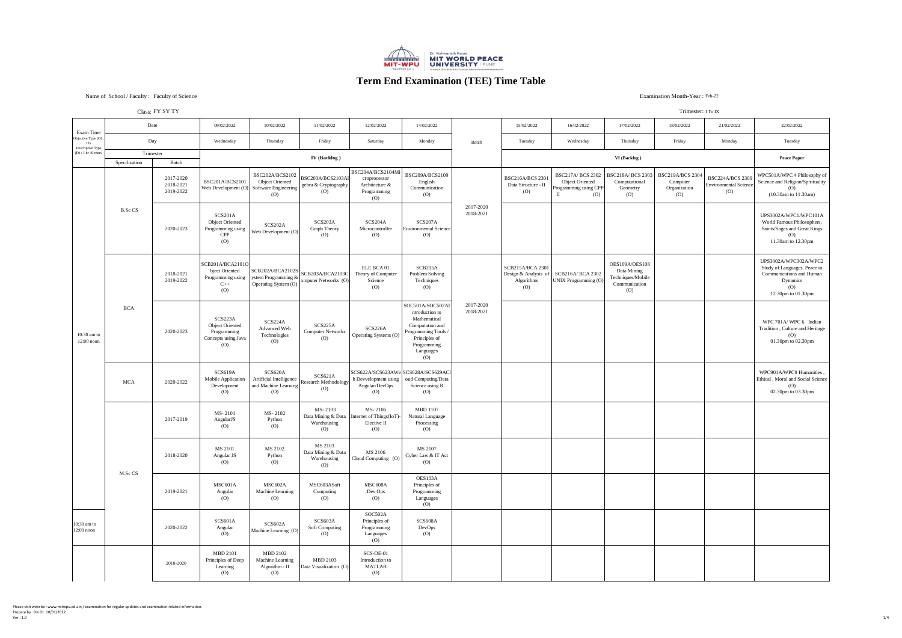# Term End Examination (TEE) Time Table

Name of School / Faculty : Faculty of Science

Examination Month-Year : Feb-22

Class: FY SY TY

Trimester: I To IX

| Exam Time Objective Type (O) : 1 hr Descriptive Type (D) : 1 hr 30 mins | Date | | 09/02/2022 | 10/02/2022 | 11/02/2022 | 12/02/2022 | 14/02/2022 | Batch | 15/02/2022 | 16/02/2022 | 17/02/2022 | 18/02/2022 | 21/02/2022 | 22/02/2022 |
|---|---|---|---|---|---|---|---|---|---|---|---|---|---|---|
| | Day | | Wednesday | Thursday | Friday | Saturday | Monday | | Tuesday | Wednesday | Thursday | Friday | Monday | Tuesday |
| | Trimester | | IV (Backlog ) | | | | | | VI (Backlog ) | | | | | Peace Paper |
| | Specilization | Batch | | | | | | | | | | | | |
| 10:30 am to 12:00 noon | B.Sc CS | 2017-2020 2018-2021 2019-2022 | BSC201A/BCS2101 Web Development (O) | BSC202A/BCS2102 Object Oriented Software Engineering (O) | BSC203A/BCS2103Algebra & Cryptography (O) | BSC204A/BCS2104Microprocessor Architecture & Programming (O) | BSC209A/BCS2109 English Communication (O) | 2017-2020 2018-2021 | BSC216A/BCS 2301 Data Structure - II (O) | BSC217A/ BCS 2302 Object Oriented Programming using CPP-II (O) | BSC218A/ BCS 2303 Computational Geometry (O) | BSC219A/BCS 2304 Computer Organization (O) | BSC224A/BCS 2309 Environmental Science (O) | WPC501A/WPC 4 Philosophy of Science and Religion/Spirituality (O) (10.30am to 11.30am) |
| | | 2020-2023 | SCS201A Object Oriented Programming using CPP (O) | SCS202A Web Development (O) | SCS203A Graph Theory (O) | SCS204A Microcontroller (O) | SCS207A Environmental Science (O) | | | | | | | UPS3002A/WPC1/WPC101A World Famous Philosophers, Saints/Sages and Great Kings (O) 11.30am to 12.30pm |
| | BCA | 2018-2021 2019-2022 | SCB201A/BCA2101Object Oriented Programming using C++ (O) | SCB202A/BCA2102System Programming & Operating System (O) | SCB203A/BCA2103Computer Networks (O) | ELE BCA 01 Theory of Computer Science (O) | SCB205A Problem Solving Techniques (O) | 2017-2020 2018-2021 | SCB215A/BCA 2301 Design & Analysis of Algorithms (O) | SCB216A/ BCA 2302 UNIX Programming (O) | OES109A/OES108 Data Mining Techniques/Mobile Communication (O) | | | UPS3002A/WPC302A/WPC2 Study of Languages, Peace in Communications and Human Dynamics (O) 12.30pm to 01.30pm |
| | | 2020-2023 | SCS223A Object Oriented Programming Concepts using Java (O) | SCS224A Advanced Web Technologies (O) | SCS225A Computer Networks (O) | SCS226A Operating Systems (O) | SOC501A/SOC502AIntroduction to Mathematical Computation and Programming Tools / Principles of Programming Languages (O) | | | | | | | WPC 701A/ WPC 6 Indian Tradition , Culture and Heritage (O) 01.30pm to 02.30pm |
| | MCA | 2020-2022 | SCS619A Mobile Application Development (O) | SCS620A Artificial Intelligence and Machine Learning (O) | SCS621A Research Methodology (O) | SCS622A/SCS623AWeb Devvelopment using Angular/DevOps (O) | SCS628A/SCS629ACloud Computing/Data Science using R (O) | | | | | | | WPC901A/WPC9 Humanities , Ethical , Moral and Social Science (O) 02.30pm to 03.30pm |
| | M.Sc CS | 2017-2019 | MS- 2101 AngularJS (O) | MS- 2102 Python (O) | MS- 2103 Data Mining & Data Warehousing (O) | MS- 2106 Internet of Things(IoT)-Elective II (O) | MBD 1107 Natural Language Processing (O) | | | | | | | |
| | | 2018-2020 | MS 2101 Angular JS (O) | MS 2102 Python (O) | MS 2103 Data Mining & Data Warehousing (O) | MS 2106 Cloud Computing (O) | MS 2107 Cyber Law & IT Act (O) | | | | | | | |
| | | 2019-2021 | MSC601A Angular (O) | MSC602A Machine Learning (O) | MSC603ASoft Computing (O) | MSC608A Dev Ops (O) | OES103A Principles of Programming Languages (O) | | | | | | | |
| 10:30 am to 12:00 noon | | 2020-2022 | SCS601A Angular (O) | SCS602A Machine Learning (O) | SCS603A Soft Computing (O) | SOC502A Principles of Programming Languages (O) | SCS608A DevOps (O) | | | | | | | |
| | | 2018-2020 | MBD 2101 Principles of Deep Learning (O) | MBD 2102 Machine Learning Algorithm - II (O) | MBD 2103 Data Visualization (O) | SCS-OE-01 Introduction to MATLAB (O) | | | | | | | | |

Please visit website : www.mitwpu.edu.in / examination for regular updates and examination related information.
Prepare by : Div 01 10/01/2022
Ver : 1.0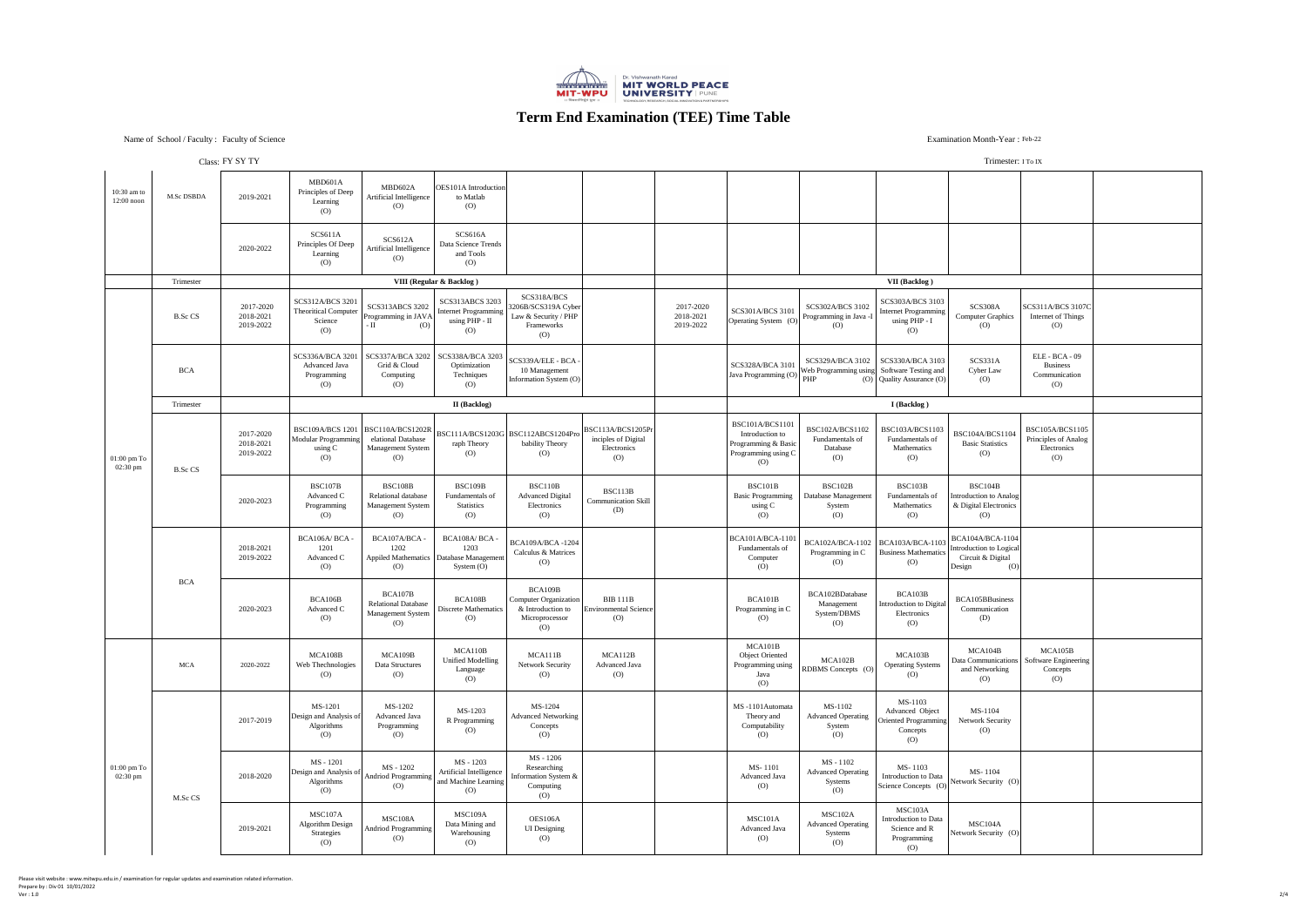# Term End Examination (TEE) Time Table

Name of School / Faculty : Faculty of Science

Examination Month-Year : Feb-22

Class: FY SY TY

Trimester: I To IX

| | | | | | | | | | | | | | | |
|---|---|---|---|---|---|---|---|---|---|---|---|---|---|---|
| 10:30 am to 12:00 noon | M.Sc DSBDA | 2019-2021 | MBD601A Principles of Deep Learning (O) | MBD602A Artificial Intelligence (O) | OES101A Introduction to Matlab (O) | | | | | | | | | |
| | | 2020-2022 | SCS611A Principles Of Deep Learning (O) | SCS612A Artificial Intelligence (O) | SCS616A Data Science Trends and Tools (O) | | | | | | | | | |
| | Trimester | | VIII (Regular & Backlog ) | | | | | | VII (Backlog ) | | | | | |
| 01:00 pm To 02:30 pm | B.Sc CS | 2017-2020 2018-2021 2019-2022 | SCS312A/BCS 3201 Theoritical Computer Science (O) | SCS313ABCS 3202 Programming in JAVA - II (O) | SCS313ABCS 3203 Internet Programming using PHP - II (O) | SCS318A/BCS 3206B/SCS319A Cyber Law & Security / PHP Frameworks (O) | | 2017-2020 2018-2021 2019-2022 | SCS301A/BCS 3101 Operating System (O) | SCS302A/BCS 3102 Programming in Java -I (O) | SCS303A/BCS 3103 Internet Programming using PHP - I (O) | SCS308A Computer Graphics (O) | SCS311A/BCS 3107C Internet of Things (O) | |
| | BCA | | SCS336A/BCA 3201 Advanced Java Programming (O) | SCS337A/BCA 3202 Grid & Cloud Computing (O) | SCS338A/BCA 3203 Optimization Techniques (O) | SCS339A/ELE - BCA - 10 Management Information System (O) | | | SCS328A/BCA 3101 Java Programming (O) | SCS329A/BCA 3102 Web Programming using PHP (O) | SCS330A/BCA 3103 Software Testing and Quality Assurance (O) | SCS331A Cyber Law (O) | ELE - BCA - 09 Business Communication (O) | |
| | Trimester | | II (Backlog) | | | | | | I (Backlog ) | | | | | |
| | B.Sc CS | 2017-2020 2018-2021 2019-2022 | BSC109A/BCS 1201 Modular Programming using C (O) | BSC110A/BCS1202R elational Database Management System (O) | BSC111A/BCS1203G raph Theory (O) | BSC112ABCS1204Pro bability Theory (O) | BSC113A/BCS1205Pr inciples of Digital Electronics (O) | | BSC101A/BCS1101 Introduction to Programming & Basic Programming using C (O) | BSC102A/BCS1102 Fundamentals of Database (O) | BSC103A/BCS1103 Fundamentals of Mathematics (O) | BSC104A/BCS1104 Basic Statistics (O) | BSC105A/BCS1105 Principles of Analog Electronics (O) | |
| | | 2020-2023 | BSC107B Advanced C Programming (O) | BSC108B Relational database Management System (O) | BSC109B Fundamentals of Statistics (O) | BSC110B Advanced Digital Electronics (O) | BSC113B Communication Skill (D) | | BSC101B Basic Programming using C (O) | BSC102B Database Management System (O) | BSC103B Fundamentals of Mathematics (O) | BSC104B Introduction to Analog & Digital Electronics (O) | | |
| | BCA | 2018-2021 2019-2022 | BCA106A/ BCA - 1201 Advanced C (O) | BCA107A/BCA - 1202 Appiled Mathematics (O) | BCA108A/ BCA - 1203 Database Management System (O) | BCA109A/BCA -1204 Calculus & Matrices (O) | | | BCA101A/BCA-1101 Fundamentals of Computer (O) | BCA102A/BCA-1102 Programming in C (O) | BCA103A/BCA-1103 Business Mathematics (O) | BCA104A/BCA-1104 Introduction to Logical Circuit & Digital Design (O) | | |
| | | 2020-2023 | BCA106B Advanced C (O) | BCA107B Relational Database Management System (O) | BCA108B Discrete Mathematics (O) | BCA109B Computer Organization & Introduction to Microprocessor (O) | BIB 111B Environmental Science (O) | | BCA101B Programming in C (O) | BCA102BDatabase Management System/DBMS (O) | BCA103B Introduction to Digital Electronics (O) | BCA105BBusiness Communication (D) | | |
| | MCA | 2020-2022 | MCA108B Web Thechnologies (O) | MCA109B Data Structures (O) | MCA110B Unified Modelling Language (O) | MCA111B Network Security (O) | MCA112B Advanced Java (O) | | MCA101B Object Oriented Programming using Java (O) | MCA102B RDBMS Concepts (O) | MCA103B Operating Systems (O) | MCA104B Data Communications and Networking (O) | MCA105B Software Engineering Concepts (O) | |
| 01:00 pm To 02:30 pm | M.Sc CS | 2017-2019 | MS-1201 Design and Analysis of Algorithms (O) | MS-1202 Advanced Java Programming (O) | MS-1203 R Programming (O) | MS-1204 Advanced Networking Concepts (O) | | | MS -1101Automata Theory and Computability (O) | MS-1102 Advanced Operating System (O) | MS-1103 Advanced Object Oriented Programming Concepts (O) | MS-1104 Network Security (O) | | |
| | | 2018-2020 | MS - 1201 Design and Analysis of Algorithms (O) | MS - 1202 Andriod Programming (O) | MS - 1203 Artificial Intelligence and Machine Learning (O) | MS - 1206 Researching Information System & Computing (O) | | | MS- 1101 Advanced Java (O) | MS - 1102 Advanced Operating Systems (O) | MS- 1103 Introduction to Data Science Concepts (O) | MS- 1104 Network Security (O) | | |
| | | 2019-2021 | MSC107A Algorithm Design Strategies (O) | MSC108A Andriod Programming (O) | MSC109A Data Mining and Warehousing (O) | OES106A UI Designing (O) | | | MSC101A Advanced Java (O) | MSC102A Advanced Operating Systems (O) | MSC103A Introduction to Data Science and R Programming (O) | MSC104A Network Security (O) | | |

Please visit website : www.mitwpu.edu.in / examination for regular updates and examination related information.
Prepare by : Div 01 10/01/2022
Ver : 1.0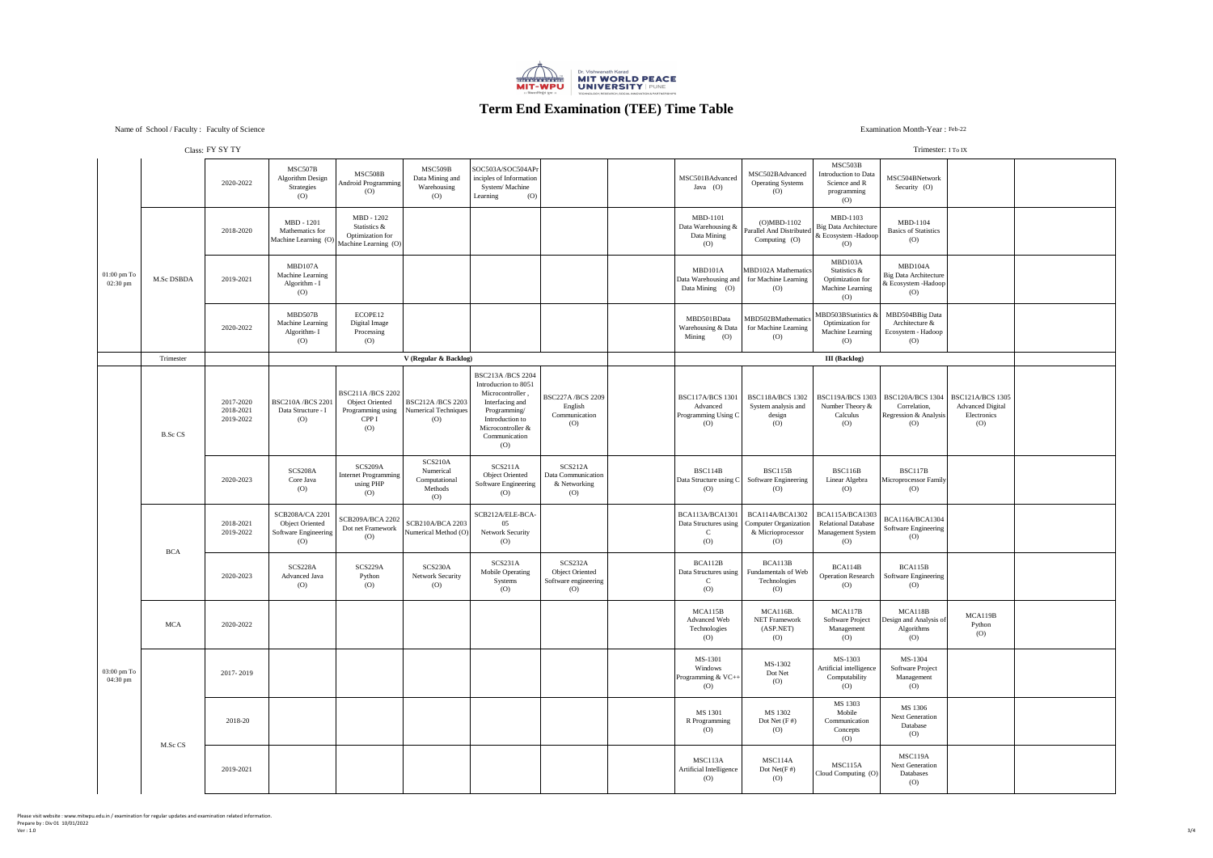# Term End Examination (TEE) Time Table

Name of School / Faculty : Faculty of Science

Examination Month-Year : Feb-22

Class: FY SY TY

Trimester: I To IX

| Time | Program | Batch | | | | | | | | | | | | | |
|---|---|---|---|---|---|---|---|---|---|---|---|---|---|---|---|
| 01:00 pm To 02:30 pm | M.Sc DSBDA | 2020-2022 | MSC507B Algorithm Design Strategies (O) | MSC508B Android Programming (O) | MSC509B Data Mining and Warehousing (O) | SOC503A/SOC504APrinciples of Information System/ Machine Learning (O) | | | MSC501BAdvanced Java (O) | MSC502BAdvanced Operating Systems (O) | MSC503B Introduction to Data Science and R programming (O) | MSC504BNetwork Security (O) | | |
| | | 2018-2020 | MBD - 1201 Mathematics for Machine Learning (O) | MBD - 1202 Statistics & Optimization for Machine Learning (O) | | | | | MBD-1101 Data Warehousing & Data Mining (O) | (O)MBD-1102 Parallel And Distributed Computing (O) | MBD-1103 Big Data Architecture & Ecosystem -Hadoop (O) | MBD-1104 Basics of Statistics (O) | | |
| | | 2019-2021 | MBD107A Machine Learning Algorithm - I (O) | | | | | | MBD101A Data Warehousing and Data Mining (O) | MBD102A Mathematics for Machine Learning (O) | MBD103A Statistics & Optimization for Machine Learning (O) | MBD104A Big Data Architecture & Ecosystem -Hadoop (O) | | |
| | | 2020-2022 | MBD507B Machine Learning Algorithm- I (O) | ECOPE12 Digital Image Processing (O) | | | | | MBD501BData Warehousing & Data Mining (O) | MBD502BMathematics for Machine Learning (O) | MBD503BStatistics & Optimization for Machine Learning (O) | MBD504BBig Data Architecture & Ecosystem - Hadoop (O) | | |
| | Trimester | | V (Regular & Backlog) | | | | | | III (Backlog) | | | | | |
| 03:00 pm To 04:30 pm | B.Sc CS | 2017-2020 2018-2021 2019-2022 | BSC210A /BCS 2201 Data Structure - I (O) | BSC211A /BCS 2202 Object Oriented Programming using CPP I (O) | BSC212A /BCS 2203 Numerical Techniques (O) | BSC213A /BCS 2204 Introducrion to 8051 Microcontroller , Interfacing and Programming/ Introduction to Microcontroller & Communication (O) | BSC227A /BCS 2209 English Communication (O) | | BSC117A/BCS 1301 Advanced Programming Using C (O) | BSC118A/BCS 1302 System analysis and design (O) | BSC119A/BCS 1303 Number Theory & Calculus (O) | BSC120A/BCS 1304 Correlation, Regression & Analysis (O) | BSC121A/BCS 1305 Advanced Digital Electronics (O) | |
| | | 2020-2023 | SCS208A Core Java (O) | SCS209A Internet Programming using PHP (O) | SCS210A Numerical Computational Methods (O) | SCS211A Object Oriented Software Engineering (O) | SCS212A Data Communication & Networking (O) | | BSC114B Data Structure using C (O) | BSC115B Software Engineering (O) | BSC116B Linear Algebra (O) | BSC117B Microprocessor Family (O) | | |
| | BCA | 2018-2021 2019-2022 | SCB208A/CA 2201 Object Oriented Software Engineering (O) | SCB209A/BCA 2202 Dot net Framework (O) | SCB210A/BCA 2203 Numerical Method (O) | SCB212A/ELE-BCA-05 Network Security (O) | | | BCA113A/BCA1301 Data Structures using C (O) | BCA114A/BCA1302 Computer Organization & Micrioprocessor (O) | BCA115A/BCA1303 Relational Database Management System (O) | BCA116A/BCA1304 Software Engineering (O) | | |
| | | 2020-2023 | SCS228A Advanced Java (O) | SCS229A Python (O) | SCS230A Network Security (O) | SCS231A Mobile Operating Systems (O) | SCS232A Object Oriented Software engineering (O) | | BCA112B Data Structures using C (O) | BCA113B Fundamentals of Web Technologies (O) | BCA114B Operation Research (O) | BCA115B Software Engineering (O) | | |
| | MCA | 2020-2022 | | | | | | | MCA115B Advanced Web Technologies (O) | MCA116B. NET Framework (ASP.NET) (O) | MCA117B Software Project Management (O) | MCA118B Design and Analysis of Algorithms (O) | MCA119B Python (O) | |
| | M.Sc CS | 2017- 2019 | | | | | | | MS-1301 Windows Programming & VC++ (O) | MS-1302 Dot Net (O) | MS-1303 Artificial intelligence Computability (O) | MS-1304 Software Project Management (O) | | |
| | | 2018-20 | | | | | | | MS 1301 R Programming (O) | MS 1302 Dot Net (F #) (O) | MS 1303 Mobile Communication Concepts (O) | MS 1306 Next Generation Database (O) | | |
| | | 2019-2021 | | | | | | | MSC113A Artificial Intelligence (O) | MSC114A Dot Net(F #) (O) | MSC115A Cloud Computing (O) | MSC119A Next Generation Databases (O) | | |

Please visit website : www.mitwpu.edu.in / examination for regular updates and examination related information.
Prepare by : Div 01 10/01/2022
Ver : 1.0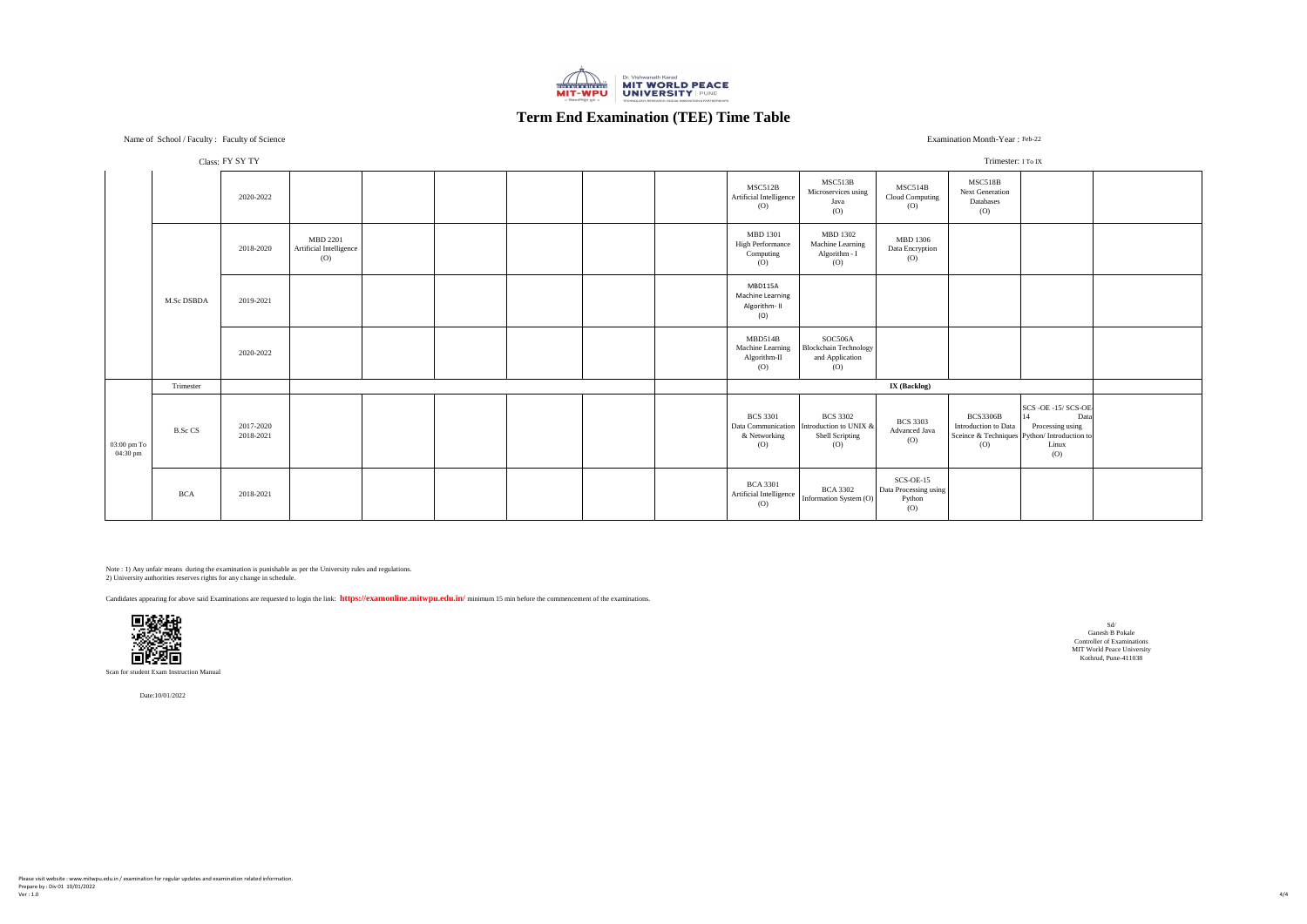# Term End Examination (TEE) Time Table

Name of School / Faculty : Faculty of Science

Examination Month-Year : Feb-22

Class: FY SY TY

Trimester: I To IX

| | | | | | | | | | | | | | |
|---|---|---|---|---|---|---|---|---|---|---|---|---|---|
| | | 2020-2022 | | | | | | | MSC512B Artificial Intelligence (O) | MSC513B Microservices using Java (O) | MSC514B Cloud Computing (O) | MSC518B Next Generation Databases (O) | | |
| | M.Sc DSBDA | 2018-2020 | MBD 2201 Artificial Intelligence (O) | | | | | | MBD 1301 High Performance Computing (O) | MBD 1302 Machine Learning Algorithm - I (O) | MBD 1306 Data Encryption (O) | | | |
| | | 2019-2021 | | | | | | | MBD115A Machine Learning Algorithm- II (O) | | | | | |
| | | 2020-2022 | | | | | | | MBD514B Machine Learning Algorithm-II (O) | SOC506A Blockchain Technology and Application (O) | | | | |
| 03:00 pm To 04:30 pm | Trimester | | | | | | | | **IX (Backlog)** | | | | | |
| | B.Sc CS | 2017-2020 2018-2021 | | | | | | | BCS 3301 Data Communication & Networking (O) | BCS 3302 Introduction to UNIX & Shell Scripting (O) | BCS 3303 Advanced Java (O) | BCS3306B Introduction to Data Sceince & Techniques (O) | SCS -OE -15/ SCS-OE-14 Data Processing using Python/ Introduction to Linux (O) | |
| | BCA | 2018-2021 | | | | | | | BCA 3301 Artificial Intelligence (O) | BCA 3302 Information System (O) | SCS-OE-15 Data Processing using Python (O) | | | |

Note : 1) Any unfair means during the examination is punishable as per the University rules and regulations.
2) University authorities reserves rights for any change in schedule.

Candidates appearing for above said Examinations are requested to login the link: **https://examonline.mitwpu.edu.in/** minimum 15 min before the commencement of the examinations.

Scan for student Exam Instruction Manual

Date:10/01/2022

Sd/
Ganesh B Pokale
Controller of Examinations
MIT World Peace University
Kothrud, Pune-411038

Please visit website : www.mitwpu.edu.in / examination for regular updates and examination related information.
Prepare by : Div 01 10/01/2022
Ver : 1.0